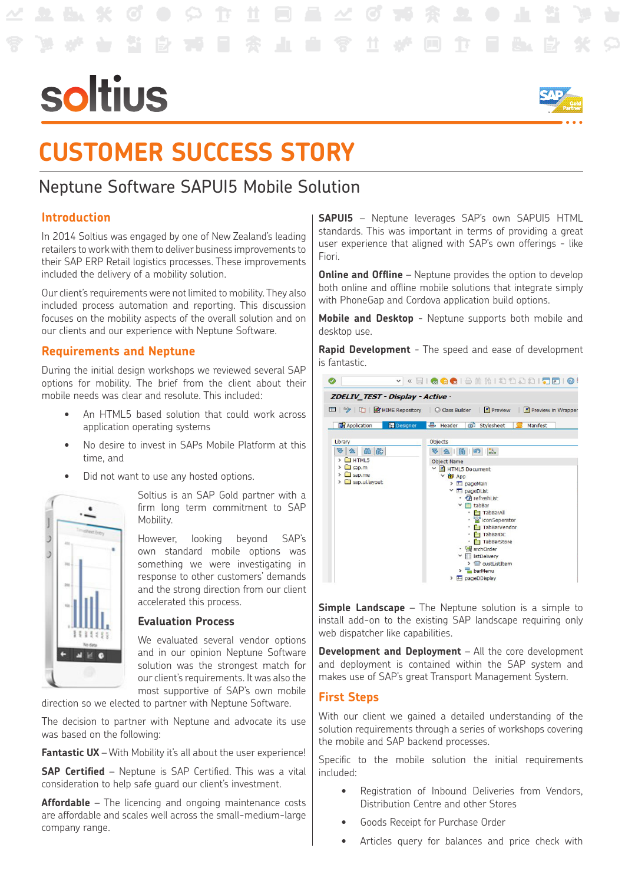# CUSTOMER SUCCESS STORY

## Neptune Software SAPUI5 Mobile Solution

### Introduction

In 2014 Soltius was engaged by one of New Zealand's leading retailers to work with them to deliver business improvements to their SAP ERP Retail logistics processes. These improvements included the delivery of a mobility solution.

Our client's requirements were not limited to mobility. They also included process automation and reporting. This discussion focuses on the mobility aspects of the overall solution and on our clients and our experience with Neptune Software.

### Requirements and Neptune

During the initial design workshops we reviewed several SAP options for mobility. The brief from the client about their mobile needs was clear and resolute. This included:

- An HTML5 based solution that could work across application operating systems
- No desire to invest in SAPs Mobile Platform at this time, and
- Did not want to use any hosted options.

Soltius is an SAP Gold partner with a firm long term commitment to SAP Mobility.

However, looking beyond SAP's own standard mobile options was something we were investigating in response to other customers' demands and the strong direction from our client accelerated this process.

#### Evaluation Process

We evaluated several vendor options and in our opinion Neptune Software solution was the strongest match for our client's requirements. It was also the most supportive of SAP's own mobile direction so we elected to partner with Neptune Software.

The decision to partner with Neptune and advocate its use was based on the following:

**Fantastic UX** – With Mobility it's all about the user experience!

**SAP Certified** – Neptune is SAP Certified. This was a vital consideration to help safe guard our client's investment.

**Affordable** – The licencing and ongoing maintenance costs are affordable and scales well across the small-medium-large company range.

**SAPUI5** – Neptune leverages SAP's own SAPUI5 HTML standards. This was important in terms of providing a great user experience that aligned with SAP's own offerings - like Fiori.

**Online and Offline** – Neptune provides the option to develop both online and offline mobile solutions that integrate simply with PhoneGap and Cordova application build options.

**Mobile and Desktop** - Neptune supports both mobile and desktop use.

**Rapid Development** - The speed and ease of development is fantastic.

**Simple Landscape** – The Neptune solution is a simple to install add-on to the existing SAP landscape requiring only web dispatcher like capabilities.

**Development and Deployment** – All the core development and deployment is contained within the SAP system and makes use of SAP's great Transport Management System.

### First Steps

With our client we gained a detailed understanding of the solution requirements through a series of workshops covering the mobile and SAP backend processes.

Specific to the mobile solution the initial requirements included:

- Registration of Inbound Deliveries from Vendors, Distribution Centre and other Stores
- Goods Receipt for Purchase Order
- Articles query for balances and price check with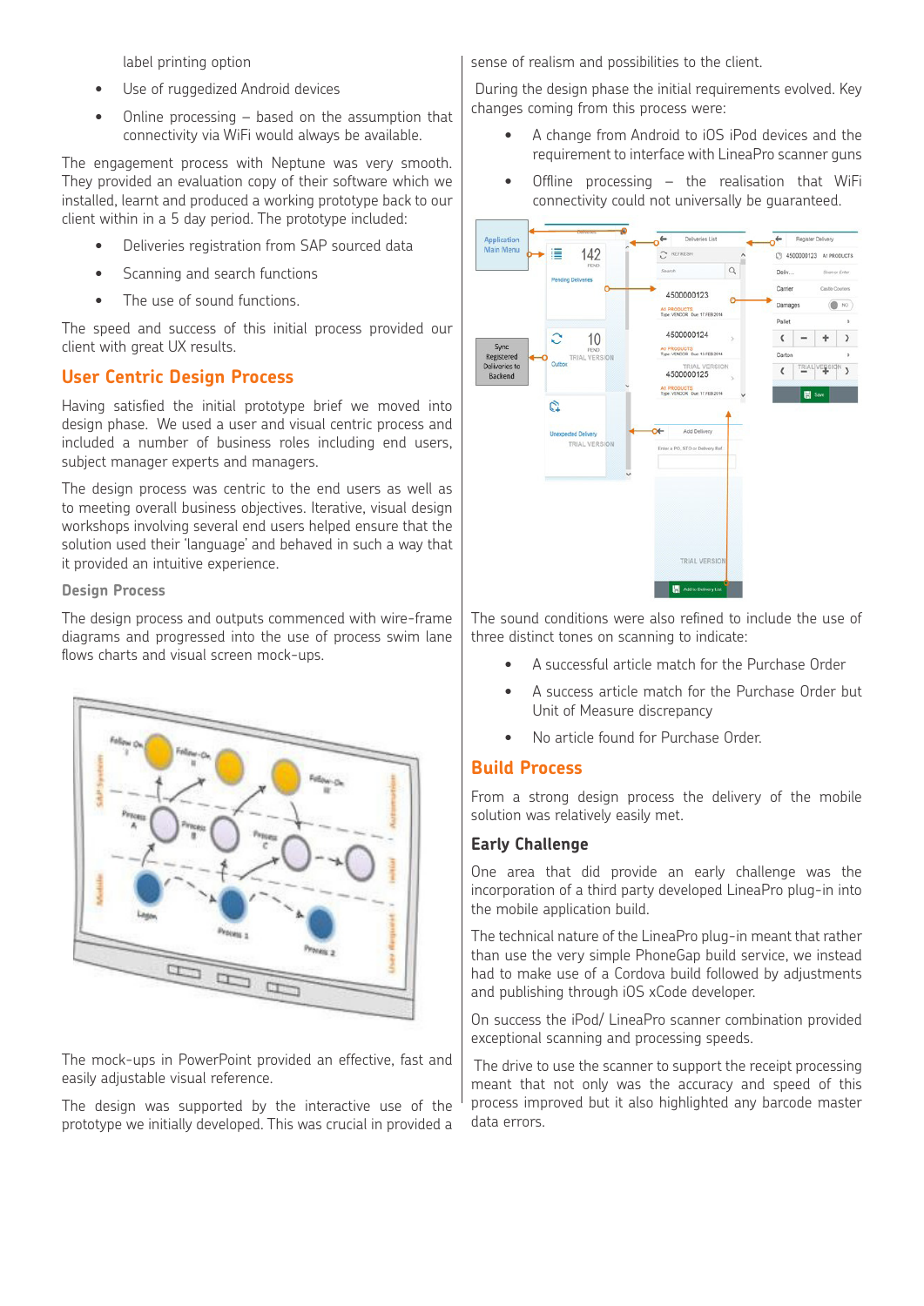label printing option

- Use of ruggedized Android devices
- Online processing – based on the assumption that connectivity via WiFi would always be available.

The engagement process with Neptune was very smooth. They provided an evaluation copy of their software which we installed, learnt and produced a working prototype back to our client within in a 5 day period. The prototype included:

- Deliveries registration from SAP sourced data
- Scanning and search functions
- The use of sound functions.

The speed and success of this initial process provided our client with great UX results.

## User Centric Design Process

Having satisfied the initial prototype brief we moved into design phase. We used a user and visual centric process and included a number of business roles including end users, subject manager experts and managers.

The design process was centric to the end users as well as to meeting overall business objectives. Iterative, visual design workshops involving several end users helped ensure that the solution used their 'language' and behaved in such a way that it provided an intuitive experience.

### Design Process

The design process and outputs commenced with wire-frame diagrams and progressed into the use of process swim lane flows charts and visual screen mock-ups.

The mock-ups in PowerPoint provided an effective, fast and easily adjustable visual reference.

The design was supported by the interactive use of the prototype we initially developed. This was crucial in provided a sense of realism and possibilities to the client.

During the design phase the initial requirements evolved. Key changes coming from this process were:

- A change from Android to iOS iPod devices and the requirement to interface with LineaPro scanner guns
- Offline processing – the realisation that WiFi connectivity could not universally be guaranteed.

The sound conditions were also refined to include the use of three distinct tones on scanning to indicate:

- A successful article match for the Purchase Order
- A success article match for the Purchase Order but Unit of Measure discrepancy
- No article found for Purchase Order.

## Build Process

From a strong design process the delivery of the mobile solution was relatively easily met.

### Early Challenge

One area that did provide an early challenge was the incorporation of a third party developed LineaPro plug-in into the mobile application build.

The technical nature of the LineaPro plug-in meant that rather than use the very simple PhoneGap build service, we instead had to make use of a Cordova build followed by adjustments and publishing through iOS xCode developer.

On success the iPod/ LineaPro scanner combination provided exceptional scanning and processing speeds.

The drive to use the scanner to support the receipt processing meant that not only was the accuracy and speed of this process improved but it also highlighted any barcode master data errors.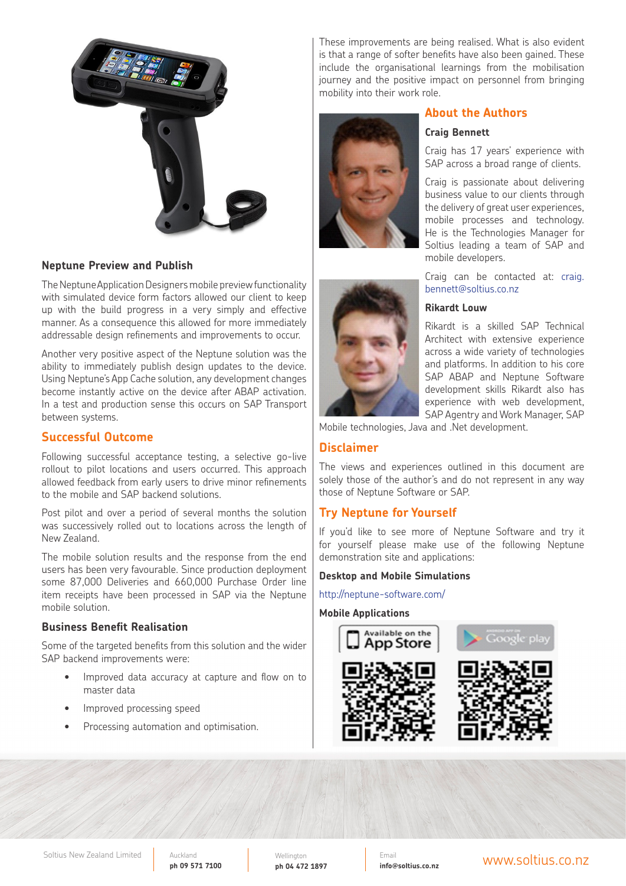## Neptune Preview and Publish

The Neptune Application Designers mobile preview functionality with simulated device form factors allowed our client to keep up with the build progress in a very simply and effective manner. As a consequence this allowed for more immediately addressable design refinements and improvements to occur.

Another very positive aspect of the Neptune solution was the ability to immediately publish design updates to the device. Using Neptune's App Cache solution, any development changes become instantly active on the device after ABAP activation. In a test and production sense this occurs on SAP Transport between systems.

## Successful Outcome

Following successful acceptance testing, a selective go-live rollout to pilot locations and users occurred. This approach allowed feedback from early users to drive minor refinements to the mobile and SAP backend solutions.

Post pilot and over a period of several months the solution was successively rolled out to locations across the length of New Zealand.

The mobile solution results and the response from the end users has been very favourable. Since production deployment some 87,000 Deliveries and 660,000 Purchase Order line item receipts have been processed in SAP via the Neptune mobile solution.

### Business Benefit Realisation

Some of the targeted benefits from this solution and the wider SAP backend improvements were:

- Improved data accuracy at capture and flow on to master data
- Improved processing speed
- Processing automation and optimisation.

These improvements are being realised. What is also evident is that a range of softer benefits have also been gained. These include the organisational learnings from the mobilisation journey and the positive impact on personnel from bringing mobility into their work role.

## About the Authors

### Craig Bennett

Craig has 17 years' experience with SAP across a broad range of clients.

Craig is passionate about delivering business value to our clients through the delivery of great user experiences, mobile processes and technology. He is the Technologies Manager for Soltius leading a team of SAP and mobile developers.

Craig can be contacted at: craig.bennett@soltius.co.nz

### Rikardt Louw

Rikardt is a skilled SAP Technical Architect with extensive experience across a wide variety of technologies and platforms. In addition to his core SAP ABAP and Neptune Software development skills Rikardt also has experience with web development, SAP Agentry and Work Manager, SAP Mobile technologies, Java and .Net development.

## Disclaimer

The views and experiences outlined in this document are solely those of the author's and do not represent in any way those of Neptune Software or SAP.

## Try Neptune for Yourself

If you'd like to see more of Neptune Software and try it for yourself please make use of the following Neptune demonstration site and applications:

### Desktop and Mobile Simulations

http://neptune-software.com/

### Mobile Applications

Available on the App Store

Google play

Soltius New Zealand Limited | Auckland **ph 09 571 7100** | Wellington **ph 04 472 1897** | Email **info@soltius.co.nz** | www.soltius.co.nz